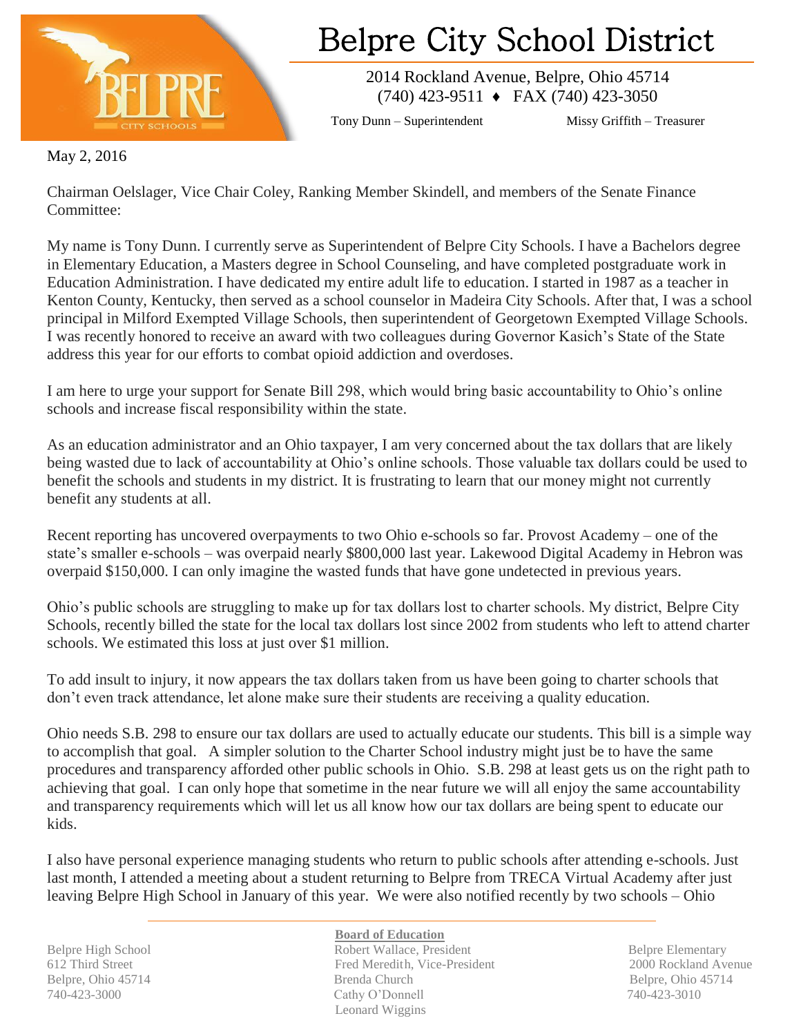# Belpre City School District

2014 Rockland Avenue, Belpre, Ohio 45714
(740) 423-9511 ♦ FAX (740) 423-3050

Tony Dunn – Superintendent Missy Griffith – Treasurer

May 2, 2016

Chairman Oelslager, Vice Chair Coley, Ranking Member Skindell, and members of the Senate Finance Committee:

My name is Tony Dunn. I currently serve as Superintendent of Belpre City Schools. I have a Bachelors degree in Elementary Education, a Masters degree in School Counseling, and have completed postgraduate work in Education Administration. I have dedicated my entire adult life to education. I started in 1987 as a teacher in Kenton County, Kentucky, then served as a school counselor in Madeira City Schools. After that, I was a school principal in Milford Exempted Village Schools, then superintendent of Georgetown Exempted Village Schools. I was recently honored to receive an award with two colleagues during Governor Kasich's State of the State address this year for our efforts to combat opioid addiction and overdoses.

I am here to urge your support for Senate Bill 298, which would bring basic accountability to Ohio's online schools and increase fiscal responsibility within the state.

As an education administrator and an Ohio taxpayer, I am very concerned about the tax dollars that are likely being wasted due to lack of accountability at Ohio's online schools. Those valuable tax dollars could be used to benefit the schools and students in my district. It is frustrating to learn that our money might not currently benefit any students at all.

Recent reporting has uncovered overpayments to two Ohio e-schools so far. Provost Academy – one of the state's smaller e-schools – was overpaid nearly $800,000 last year. Lakewood Digital Academy in Hebron was overpaid $150,000. I can only imagine the wasted funds that have gone undetected in previous years.

Ohio's public schools are struggling to make up for tax dollars lost to charter schools. My district, Belpre City Schools, recently billed the state for the local tax dollars lost since 2002 from students who left to attend charter schools. We estimated this loss at just over $1 million.

To add insult to injury, it now appears the tax dollars taken from us have been going to charter schools that don't even track attendance, let alone make sure their students are receiving a quality education.

Ohio needs S.B. 298 to ensure our tax dollars are used to actually educate our students. This bill is a simple way to accomplish that goal. A simpler solution to the Charter School industry might just be to have the same procedures and transparency afforded other public schools in Ohio. S.B. 298 at least gets us on the right path to achieving that goal. I can only hope that sometime in the near future we will all enjoy the same accountability and transparency requirements which will let us all know how our tax dollars are being spent to educate our kids.

I also have personal experience managing students who return to public schools after attending e-schools. Just last month, I attended a meeting about a student returning to Belpre from TRECA Virtual Academy after just leaving Belpre High School in January of this year. We were also notified recently by two schools – Ohio

Belpre High School
612 Third Street
Belpre, Ohio 45714
740-423-3000

**Board of Education**
Robert Wallace, President
Fred Meredith, Vice-President
Brenda Church
Cathy O'Donnell
Leonard Wiggins

Belpre Elementary
2000 Rockland Avenue
Belpre, Ohio 45714
740-423-3010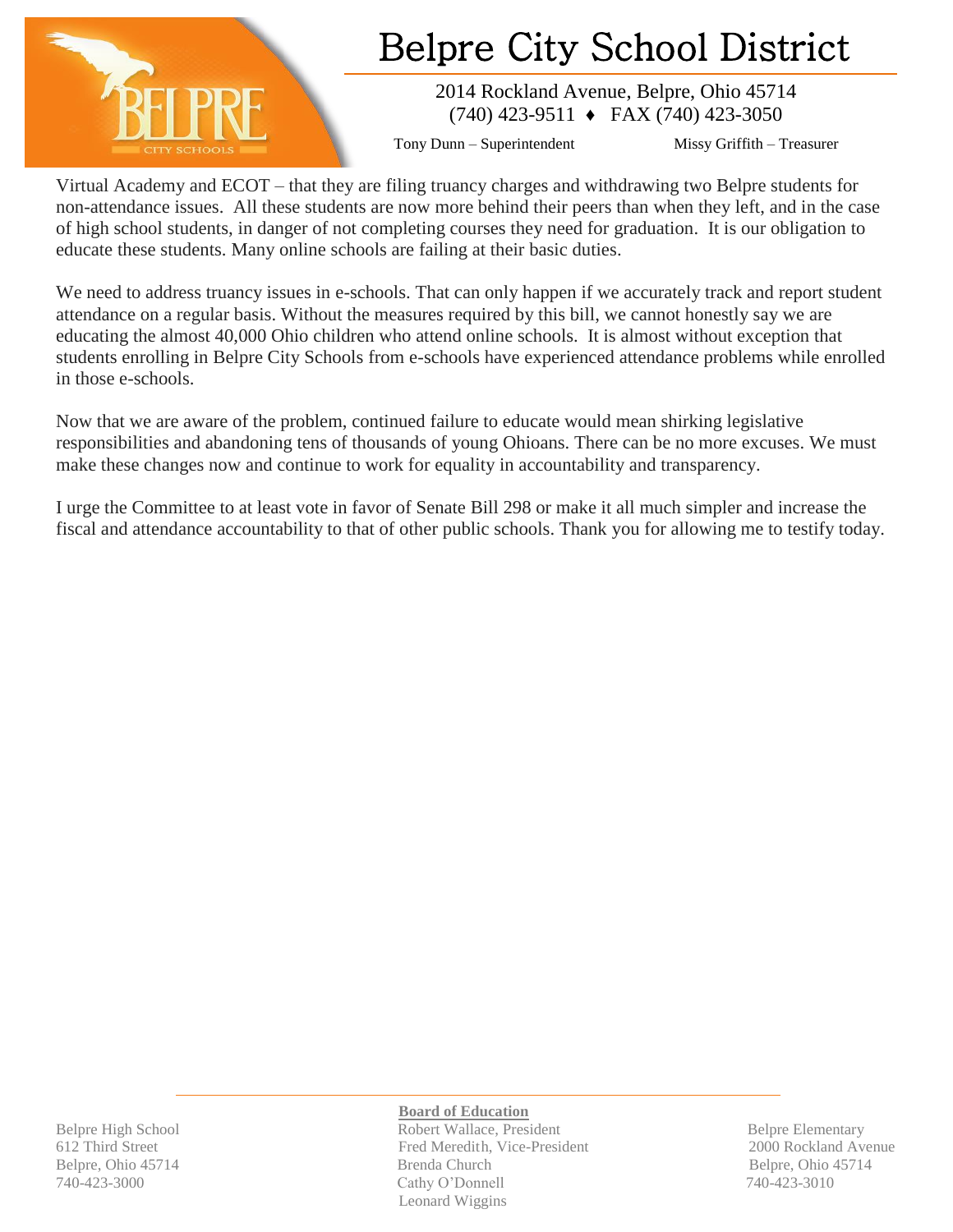# Belpre City School District

2014 Rockland Avenue, Belpre, Ohio 45714
(740) 423-9511 ♦ FAX (740) 423-3050

Tony Dunn – Superintendent Missy Griffith – Treasurer

Virtual Academy and ECOT – that they are filing truancy charges and withdrawing two Belpre students for non-attendance issues. All these students are now more behind their peers than when they left, and in the case of high school students, in danger of not completing courses they need for graduation. It is our obligation to educate these students. Many online schools are failing at their basic duties.

We need to address truancy issues in e-schools. That can only happen if we accurately track and report student attendance on a regular basis. Without the measures required by this bill, we cannot honestly say we are educating the almost 40,000 Ohio children who attend online schools. It is almost without exception that students enrolling in Belpre City Schools from e-schools have experienced attendance problems while enrolled in those e-schools.

Now that we are aware of the problem, continued failure to educate would mean shirking legislative responsibilities and abandoning tens of thousands of young Ohioans. There can be no more excuses. We must make these changes now and continue to work for equality in accountability and transparency.

I urge the Committee to at least vote in favor of Senate Bill 298 or make it all much simpler and increase the fiscal and attendance accountability to that of other public schools. Thank you for allowing me to testify today.

Belpre High School
612 Third Street
Belpre, Ohio 45714
740-423-3000

**Board of Education**
Robert Wallace, President
Fred Meredith, Vice-President
Brenda Church
Cathy O'Donnell
Leonard Wiggins

Belpre Elementary
2000 Rockland Avenue
Belpre, Ohio 45714
740-423-3010